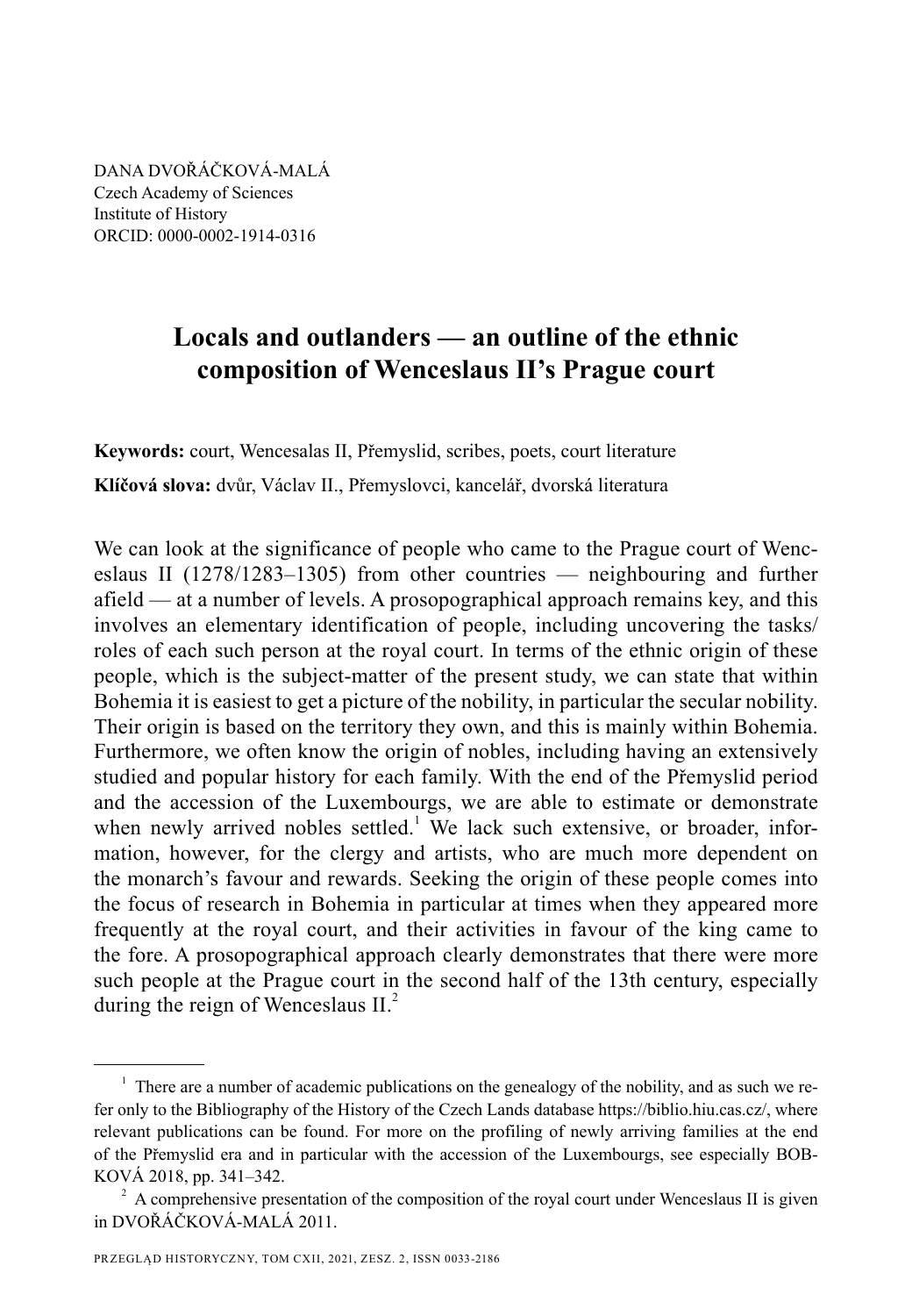DANA DVOŘÁČKOVÁ-MALÁ
Czech Academy of Sciences
Institute of History
ORCID: 0000-0002-1914-0316

# Locals and outlanders — an outline of the ethnic composition of Wenceslaus II's Prague court

**Keywords:** court, Wencesalas II, Přemyslid, scribes, poets, court literature

**Klíčová slova:** dvůr, Václav II., Přemyslovci, kancelář, dvorská literatura

We can look at the significance of people who came to the Prague court of Wenceslaus II (1278/1283–1305) from other countries — neighbouring and further afield — at a number of levels. A prosopographical approach remains key, and this involves an elementary identification of people, including uncovering the tasks/roles of each such person at the royal court. In terms of the ethnic origin of these people, which is the subject-matter of the present study, we can state that within Bohemia it is easiest to get a picture of the nobility, in particular the secular nobility. Their origin is based on the territory they own, and this is mainly within Bohemia. Furthermore, we often know the origin of nobles, including having an extensively studied and popular history for each family. With the end of the Přemyslid period and the accession of the Luxembourgs, we are able to estimate or demonstrate when newly arrived nobles settled.[1] We lack such extensive, or broader, information, however, for the clergy and artists, who are much more dependent on the monarch's favour and rewards. Seeking the origin of these people comes into the focus of research in Bohemia in particular at times when they appeared more frequently at the royal court, and their activities in favour of the king came to the fore. A prosopographical approach clearly demonstrates that there were more such people at the Prague court in the second half of the 13th century, especially during the reign of Wenceslaus II.[2]

[1] There are a number of academic publications on the genealogy of the nobility, and as such we refer only to the Bibliography of the History of the Czech Lands database https://biblio.hiu.cas.cz/, where relevant publications can be found. For more on the profiling of newly arriving families at the end of the Přemyslid era and in particular with the accession of the Luxembourgs, see especially BOBKOVÁ 2018, pp. 341–342.

[2] A comprehensive presentation of the composition of the royal court under Wenceslaus II is given in DVOŘÁČKOVÁ-MALÁ 2011.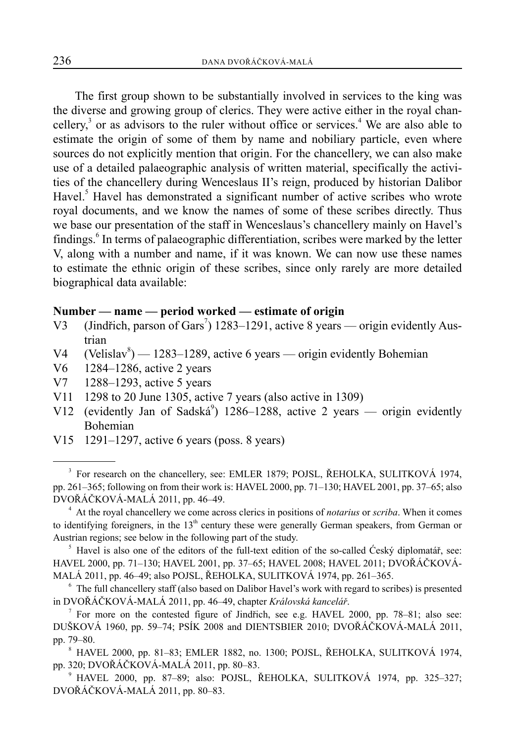The first group shown to be substantially involved in services to the king was the diverse and growing group of clerics. They were active either in the royal chancellery,[3] or as advisors to the ruler without office or services.[4] We are also able to estimate the origin of some of them by name and nobiliary particle, even where sources do not explicitly mention that origin. For the chancellery, we can also make use of a detailed palaeographic analysis of written material, specifically the activities of the chancellery during Wenceslaus II's reign, produced by historian Dalibor Havel.[5] Havel has demonstrated a significant number of active scribes who wrote royal documents, and we know the names of some of these scribes directly. Thus we base our presentation of the staff in Wenceslaus's chancellery mainly on Havel's findings.[6] In terms of palaeographic differentiation, scribes were marked by the letter V, along with a number and name, if it was known. We can now use these names to estimate the ethnic origin of these scribes, since only rarely are more detailed biographical data available:

**Number — name — period worked — estimate of origin**

- V3 (Jindřich, parson of Gars[7]) 1283–1291, active 8 years — origin evidently Austrian
- V4 (Velislav[8]) — 1283–1289, active 6 years — origin evidently Bohemian
- V6 1284–1286, active 2 years
- V7 1288–1293, active 5 years
- V11 1298 to 20 June 1305, active 7 years (also active in 1309)
- V12 (evidently Jan of Sadská[9]) 1286–1288, active 2 years — origin evidently Bohemian
- V15 1291–1297, active 6 years (poss. 8 years)

---

[3] For research on the chancellery, see: EMLER 1879; POJSL, ŘEHOLKA, SULITKOVÁ 1974, pp. 261–365; following on from their work is: HAVEL 2000, pp. 71–130; HAVEL 2001, pp. 37–65; also DVOŘÁČKOVÁ-MALÁ 2011, pp. 46–49.

[4] At the royal chancellery we come across clerics in positions of *notarius* or *scriba*. When it comes to identifying foreigners, in the 13th century these were generally German speakers, from German or Austrian regions; see below in the following part of the study.

[5] Havel is also one of the editors of the full-text edition of the so-called Český diplomatář, see: HAVEL 2000, pp. 71–130; HAVEL 2001, pp. 37–65; HAVEL 2008; HAVEL 2011; DVOŘÁČKOVÁ-MALÁ 2011, pp. 46–49; also POJSL, ŘEHOLKA, SULITKOVÁ 1974, pp. 261–365.

[6] The full chancellery staff (also based on Dalibor Havel's work with regard to scribes) is presented in DVOŘÁČKOVÁ-MALÁ 2011, pp. 46–49, chapter *Královská kancelář*.

[7] For more on the contested figure of Jindřich, see e.g. HAVEL 2000, pp. 78–81; also see: DUŠKOVÁ 1960, pp. 59–74; PSÍK 2008 and DIENTSBIER 2010; DVOŘÁČKOVÁ-MALÁ 2011, pp. 79–80.

[8] HAVEL 2000, pp. 81–83; EMLER 1882, no. 1300; POJSL, ŘEHOLKA, SULITKOVÁ 1974, pp. 320; DVOŘÁČKOVÁ-MALÁ 2011, pp. 80–83.

[9] HAVEL 2000, pp. 87–89; also: POJSL, ŘEHOLKA, SULITKOVÁ 1974, pp. 325–327; DVOŘÁČKOVÁ-MALÁ 2011, pp. 80–83.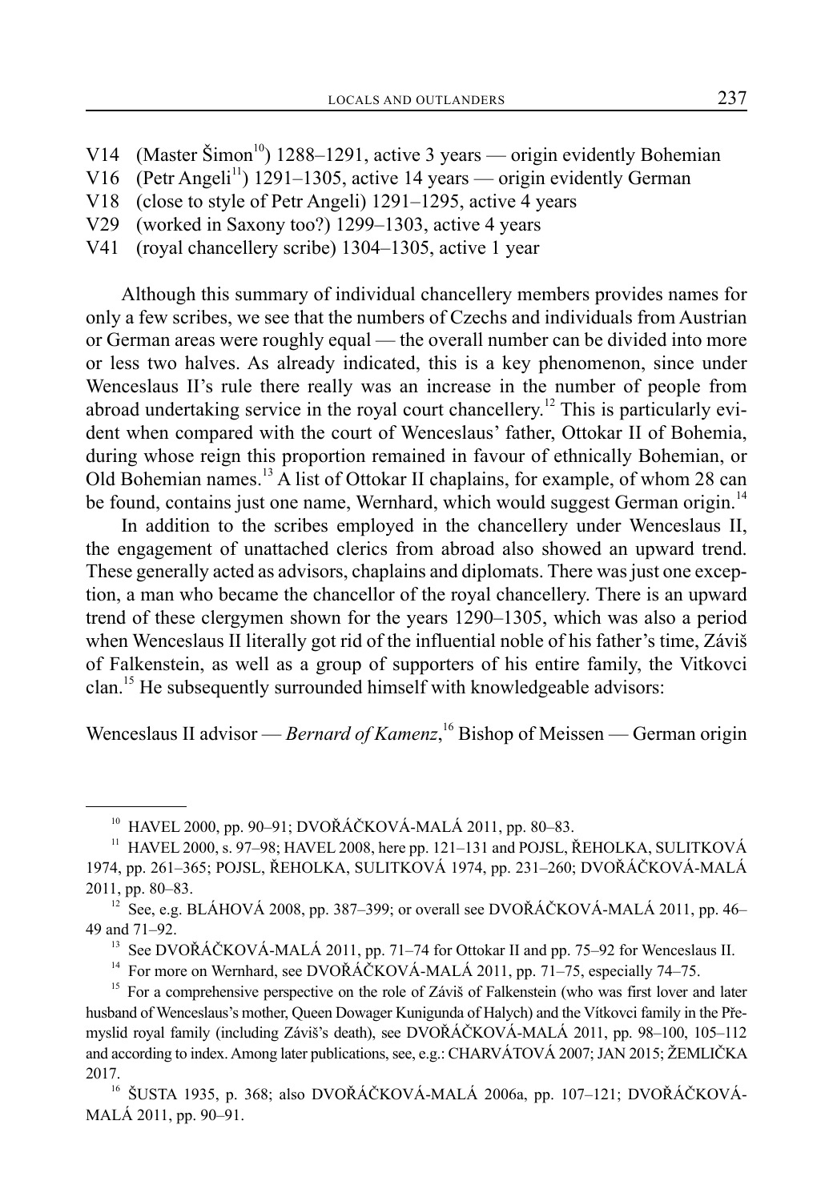V14 (Master Šimon[10]) 1288–1291, active 3 years — origin evidently Bohemian
V16 (Petr Angeli[11]) 1291–1305, active 14 years — origin evidently German
V18 (close to style of Petr Angeli) 1291–1295, active 4 years
V29 (worked in Saxony too?) 1299–1303, active 4 years
V41 (royal chancellery scribe) 1304–1305, active 1 year

Although this summary of individual chancellery members provides names for only a few scribes, we see that the numbers of Czechs and individuals from Austrian or German areas were roughly equal — the overall number can be divided into more or less two halves. As already indicated, this is a key phenomenon, since under Wenceslaus II's rule there really was an increase in the number of people from abroad undertaking service in the royal court chancellery.[12] This is particularly evident when compared with the court of Wenceslaus' father, Ottokar II of Bohemia, during whose reign this proportion remained in favour of ethnically Bohemian, or Old Bohemian names.[13] A list of Ottokar II chaplains, for example, of whom 28 can be found, contains just one name, Wernhard, which would suggest German origin.[14]

In addition to the scribes employed in the chancellery under Wenceslaus II, the engagement of unattached clerics from abroad also showed an upward trend. These generally acted as advisors, chaplains and diplomats. There was just one exception, a man who became the chancellor of the royal chancellery. There is an upward trend of these clergymen shown for the years 1290–1305, which was also a period when Wenceslaus II literally got rid of the influential noble of his father's time, Záviš of Falkenstein, as well as a group of supporters of his entire family, the Vitkovci clan.[15] He subsequently surrounded himself with knowledgeable advisors:

Wenceslaus II advisor — *Bernard of Kamenz*,[16] Bishop of Meissen — German origin

---

[10] HAVEL 2000, pp. 90–91; DVOŘÁČKOVÁ-MALÁ 2011, pp. 80–83.

[11] HAVEL 2000, s. 97–98; HAVEL 2008, here pp. 121–131 and POJSL, ŘEHOLKA, SULITKOVÁ 1974, pp. 261–365; POJSL, ŘEHOLKA, SULITKOVÁ 1974, pp. 231–260; DVOŘÁČKOVÁ-MALÁ 2011, pp. 80–83.

[12] See, e.g. BLÁHOVÁ 2008, pp. 387–399; or overall see DVOŘÁČKOVÁ-MALÁ 2011, pp. 46–49 and 71–92.

[13] See DVOŘÁČKOVÁ-MALÁ 2011, pp. 71–74 for Ottokar II and pp. 75–92 for Wenceslaus II.

[14] For more on Wernhard, see DVOŘÁČKOVÁ-MALÁ 2011, pp. 71–75, especially 74–75.

[15] For a comprehensive perspective on the role of Záviš of Falkenstein (who was first lover and later husband of Wenceslaus's mother, Queen Dowager Kunigunda of Halych) and the Vítkovci family in the Přemyslid royal family (including Záviš's death), see DVOŘÁČKOVÁ-MALÁ 2011, pp. 98–100, 105–112 and according to index. Among later publications, see, e.g.: CHARVÁTOVÁ 2007; JAN 2015; ŽEMLIČKA 2017.

[16] ŠUSTA 1935, p. 368; also DVOŘÁČKOVÁ-MALÁ 2006a, pp. 107–121; DVOŘÁČKOVÁ-MALÁ 2011, pp. 90–91.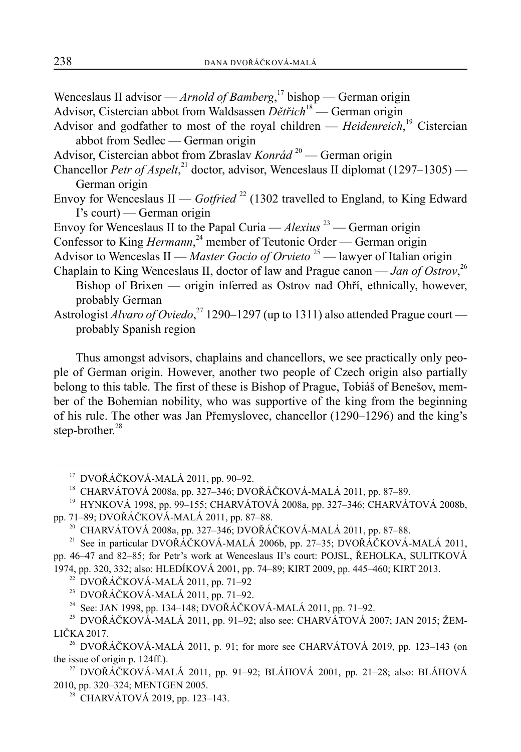Wenceslaus II advisor — *Arnold of Bamberg*,[17] bishop — German origin
Advisor, Cistercian abbot from Waldsassen *Dětřich*[18] — German origin
Advisor and godfather to most of the royal children — *Heidenreich*,[19] Cistercian abbot from Sedlec — German origin
Advisor, Cistercian abbot from Zbraslav *Konrád*[20] — German origin
Chancellor *Petr of Aspelt*,[21] doctor, advisor, Wenceslaus II diplomat (1297–1305) — German origin
Envoy for Wenceslaus II — *Gotfried*[22] (1302 travelled to England, to King Edward I's court) — German origin
Envoy for Wenceslaus II to the Papal Curia — *Alexius*[23] — German origin
Confessor to King *Hermann*,[24] member of Teutonic Order — German origin
Advisor to Wenceslas II — *Master Gocio of Orvieto*[25] — lawyer of Italian origin
Chaplain to King Wenceslaus II, doctor of law and Prague canon — *Jan of Ostrov*,[26] Bishop of Brixen — origin inferred as Ostrov nad Ohří, ethnically, however, probably German
Astrologist *Alvaro of Oviedo*,[27] 1290–1297 (up to 1311) also attended Prague court — probably Spanish region

Thus amongst advisors, chaplains and chancellors, we see practically only people of German origin. However, another two people of Czech origin also partially belong to this table. The first of these is Bishop of Prague, Tobiáš of Benešov, member of the Bohemian nobility, who was supportive of the king from the beginning of his rule. The other was Jan Přemyslovec, chancellor (1290–1296) and the king's step-brother.[28]

---

[17] DVOŘÁČKOVÁ-MALÁ 2011, pp. 90–92.

[18] CHARVÁTOVÁ 2008a, pp. 327–346; DVOŘÁČKOVÁ-MALÁ 2011, pp. 87–89.

[19] HYNKOVÁ 1998, pp. 99–155; CHARVÁTOVÁ 2008a, pp. 327–346; CHARVÁTOVÁ 2008b, pp. 71–89; DVOŘÁČKOVÁ-MALÁ 2011, pp. 87–88.

[20] CHARVÁTOVÁ 2008a, pp. 327–346; DVOŘÁČKOVÁ-MALÁ 2011, pp. 87–88.

[21] See in particular DVOŘÁČKOVÁ-MALÁ 2006b, pp. 27–35; DVOŘÁČKOVÁ-MALÁ 2011, pp. 46–47 and 82–85; for Petr's work at Wenceslaus II's court: POJSL, ŘEHOLKA, SULITKOVÁ 1974, pp. 320, 332; also: HLEDÍKOVÁ 2001, pp. 74–89; KIRT 2009, pp. 445–460; KIRT 2013.

[22] DVOŘÁČKOVÁ-MALÁ 2011, pp. 71–92

[23] DVOŘÁČKOVÁ-MALÁ 2011, pp. 71–92.

[24] See: JAN 1998, pp. 134–148; DVOŘÁČKOVÁ-MALÁ 2011, pp. 71–92.

[25] DVOŘÁČKOVÁ-MALÁ 2011, pp. 91–92; also see: CHARVÁTOVÁ 2007; JAN 2015; ŽEMLIČKA 2017.

[26] DVOŘÁČKOVÁ-MALÁ 2011, p. 91; for more see CHARVÁTOVÁ 2019, pp. 123–143 (on the issue of origin p. 124ff.).

[27] DVOŘÁČKOVÁ-MALÁ 2011, pp. 91–92; BLÁHOVÁ 2001, pp. 21–28; also: BLÁHOVÁ 2010, pp. 320–324; MENTGEN 2005.

[28] CHARVÁTOVÁ 2019, pp. 123–143.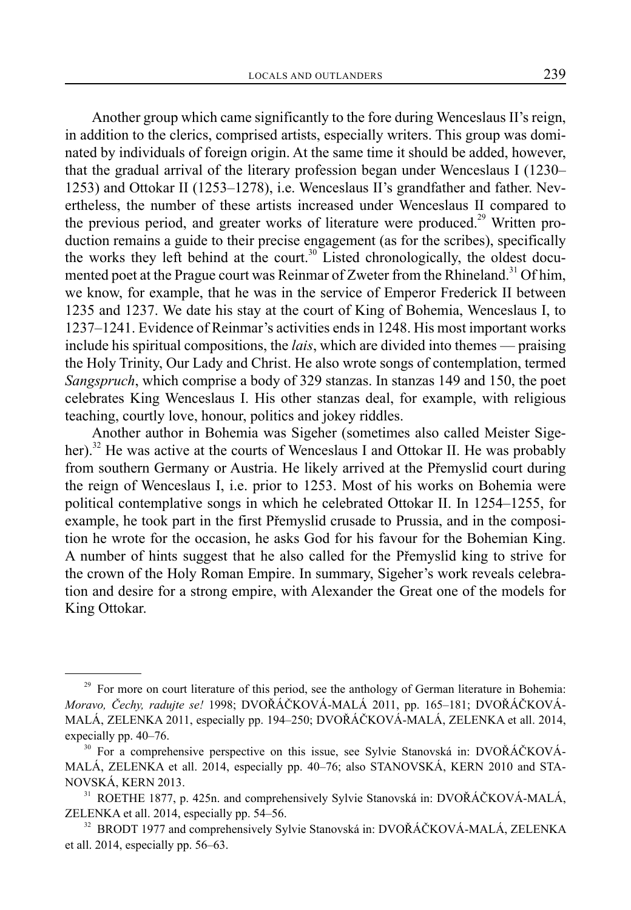Another group which came significantly to the fore during Wenceslaus II's reign, in addition to the clerics, comprised artists, especially writers. This group was dominated by individuals of foreign origin. At the same time it should be added, however, that the gradual arrival of the literary profession began under Wenceslaus I (1230–1253) and Ottokar II (1253–1278), i.e. Wenceslaus II's grandfather and father. Nevertheless, the number of these artists increased under Wenceslaus II compared to the previous period, and greater works of literature were produced.[29] Written production remains a guide to their precise engagement (as for the scribes), specifically the works they left behind at the court.[30] Listed chronologically, the oldest documented poet at the Prague court was Reinmar of Zweter from the Rhineland.[31] Of him, we know, for example, that he was in the service of Emperor Frederick II between 1235 and 1237. We date his stay at the court of King of Bohemia, Wenceslaus I, to 1237–1241. Evidence of Reinmar's activities ends in 1248. His most important works include his spiritual compositions, the *lais*, which are divided into themes — praising the Holy Trinity, Our Lady and Christ. He also wrote songs of contemplation, termed *Sangspruch*, which comprise a body of 329 stanzas. In stanzas 149 and 150, the poet celebrates King Wenceslaus I. His other stanzas deal, for example, with religious teaching, courtly love, honour, politics and jokey riddles.

Another author in Bohemia was Sigeher (sometimes also called Meister Sigeher).[32] He was active at the courts of Wenceslaus I and Ottokar II. He was probably from southern Germany or Austria. He likely arrived at the Přemyslid court during the reign of Wenceslaus I, i.e. prior to 1253. Most of his works on Bohemia were political contemplative songs in which he celebrated Ottokar II. In 1254–1255, for example, he took part in the first Přemyslid crusade to Prussia, and in the composition he wrote for the occasion, he asks God for his favour for the Bohemian King. A number of hints suggest that he also called for the Přemyslid king to strive for the crown of the Holy Roman Empire. In summary, Sigeher's work reveals celebration and desire for a strong empire, with Alexander the Great one of the models for King Ottokar.

---

[29] For more on court literature of this period, see the anthology of German literature in Bohemia: *Moravo, Čechy, radujte se!* 1998; DVOŘÁČKOVÁ-MALÁ 2011, pp. 165–181; DVOŘÁČKOVÁ-MALÁ, ZELENKA 2011, especially pp. 194–250; DVOŘÁČKOVÁ-MALÁ, ZELENKA et all. 2014, expecially pp. 40–76.

[30] For a comprehensive perspective on this issue, see Sylvie Stanovská in: DVOŘÁČKOVÁ-MALÁ, ZELENKA et all. 2014, especially pp. 40–76; also STANOVSKÁ, KERN 2010 and STANOVSKÁ, KERN 2013.

[31] ROETHE 1877, p. 425n. and comprehensively Sylvie Stanovská in: DVOŘÁČKOVÁ-MALÁ, ZELENKA et all. 2014, especially pp. 54–56.

[32] BRODT 1977 and comprehensively Sylvie Stanovská in: DVOŘÁČKOVÁ-MALÁ, ZELENKA et all. 2014, especially pp. 56–63.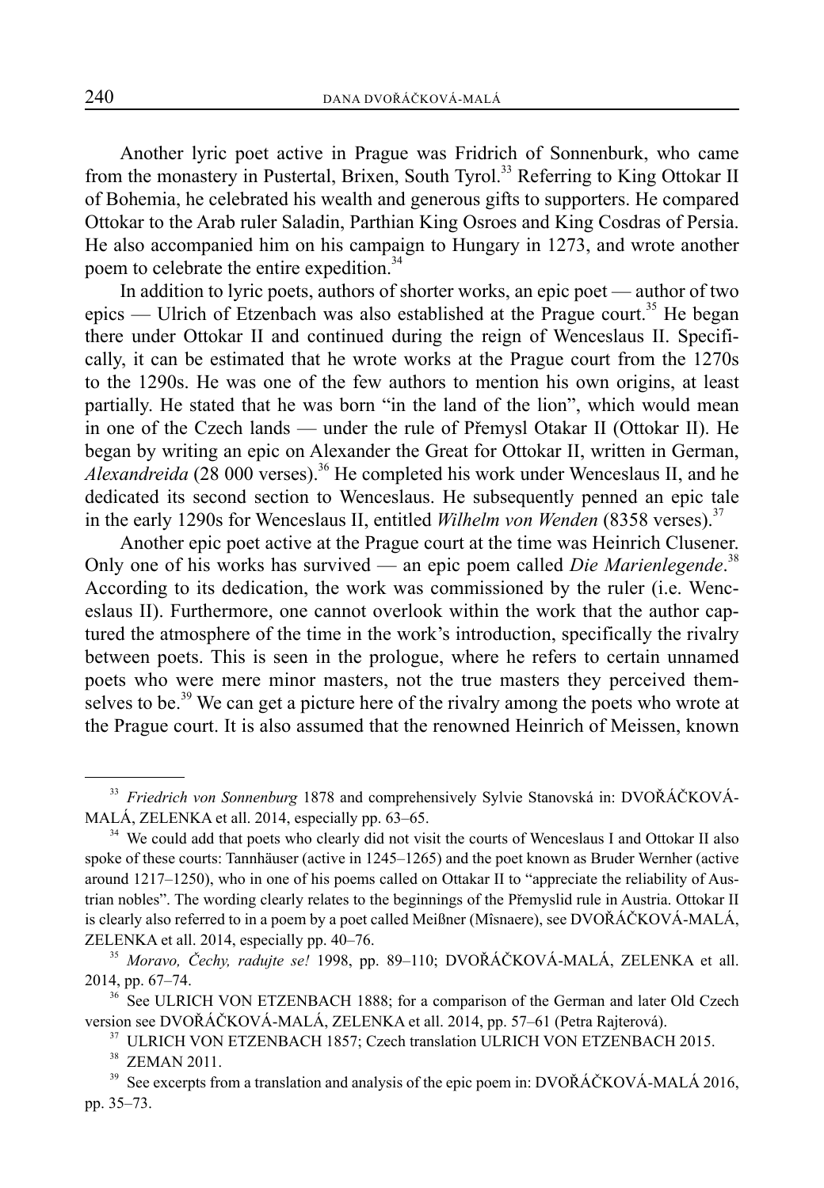Another lyric poet active in Prague was Fridrich of Sonnenburk, who came from the monastery in Pustertal, Brixen, South Tyrol.[33] Referring to King Ottokar II of Bohemia, he celebrated his wealth and generous gifts to supporters. He compared Ottokar to the Arab ruler Saladin, Parthian King Osroes and King Cosdras of Persia. He also accompanied him on his campaign to Hungary in 1273, and wrote another poem to celebrate the entire expedition.[34]

In addition to lyric poets, authors of shorter works, an epic poet — author of two epics — Ulrich of Etzenbach was also established at the Prague court.[35] He began there under Ottokar II and continued during the reign of Wenceslaus II. Specifically, it can be estimated that he wrote works at the Prague court from the 1270s to the 1290s. He was one of the few authors to mention his own origins, at least partially. He stated that he was born "in the land of the lion", which would mean in one of the Czech lands — under the rule of Přemysl Otakar II (Ottokar II). He began by writing an epic on Alexander the Great for Ottokar II, written in German, *Alexandreida* (28 000 verses).[36] He completed his work under Wenceslaus II, and he dedicated its second section to Wenceslaus. He subsequently penned an epic tale in the early 1290s for Wenceslaus II, entitled *Wilhelm von Wenden* (8358 verses).[37]

Another epic poet active at the Prague court at the time was Heinrich Clusener. Only one of his works has survived — an epic poem called *Die Marienlegende*.[38] According to its dedication, the work was commissioned by the ruler (i.e. Wenceslaus II). Furthermore, one cannot overlook within the work that the author captured the atmosphere of the time in the work's introduction, specifically the rivalry between poets. This is seen in the prologue, where he refers to certain unnamed poets who were mere minor masters, not the true masters they perceived themselves to be.[39] We can get a picture here of the rivalry among the poets who wrote at the Prague court. It is also assumed that the renowned Heinrich of Meissen, known

---

[33] *Friedrich von Sonnenburg* 1878 and comprehensively Sylvie Stanovská in: DVOŘÁČKOVÁ-MALÁ, ZELENKA et all. 2014, especially pp. 63–65.

[34] We could add that poets who clearly did not visit the courts of Wenceslaus I and Ottokar II also spoke of these courts: Tannhäuser (active in 1245–1265) and the poet known as Bruder Wernher (active around 1217–1250), who in one of his poems called on Ottakar II to "appreciate the reliability of Austrian nobles". The wording clearly relates to the beginnings of the Přemyslid rule in Austria. Ottokar II is clearly also referred to in a poem by a poet called Meißner (Mîsnaere), see DVOŘÁČKOVÁ-MALÁ, ZELENKA et all. 2014, especially pp. 40–76.

[35] *Moravo, Čechy, radujte se!* 1998, pp. 89–110; DVOŘÁČKOVÁ-MALÁ, ZELENKA et all. 2014, pp. 67–74.

[36] See ULRICH VON ETZENBACH 1888; for a comparison of the German and later Old Czech version see DVOŘÁČKOVÁ-MALÁ, ZELENKA et all. 2014, pp. 57–61 (Petra Rajterová).

[37] ULRICH VON ETZENBACH 1857; Czech translation ULRICH VON ETZENBACH 2015.

[38] ZEMAN 2011.

[39] See excerpts from a translation and analysis of the epic poem in: DVOŘÁČKOVÁ-MALÁ 2016, pp. 35–73.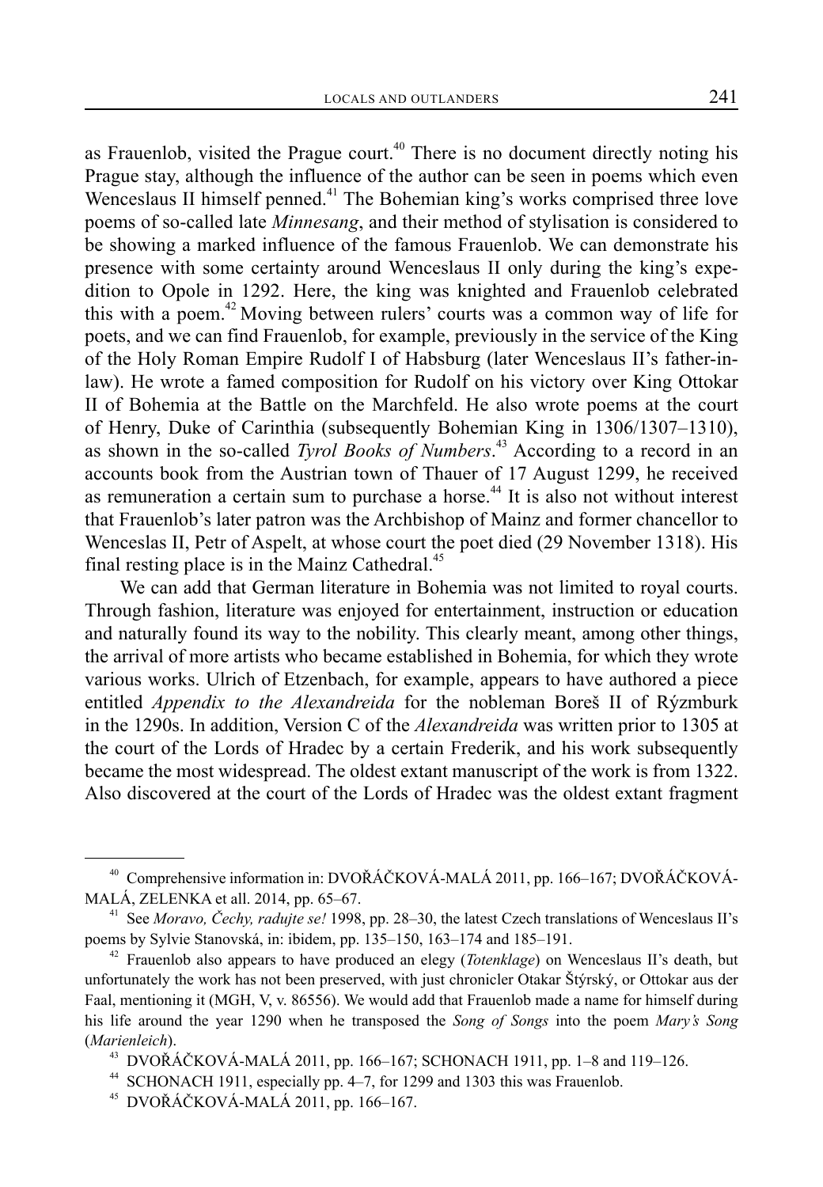as Frauenlob, visited the Prague court.[40] There is no document directly noting his Prague stay, although the influence of the author can be seen in poems which even Wenceslaus II himself penned.[41] The Bohemian king's works comprised three love poems of so-called late *Minnesang*, and their method of stylisation is considered to be showing a marked influence of the famous Frauenlob. We can demonstrate his presence with some certainty around Wenceslaus II only during the king's expedition to Opole in 1292. Here, the king was knighted and Frauenlob celebrated this with a poem.[42] Moving between rulers' courts was a common way of life for poets, and we can find Frauenlob, for example, previously in the service of the King of the Holy Roman Empire Rudolf I of Habsburg (later Wenceslaus II's father-in-law). He wrote a famed composition for Rudolf on his victory over King Ottokar II of Bohemia at the Battle on the Marchfeld. He also wrote poems at the court of Henry, Duke of Carinthia (subsequently Bohemian King in 1306/1307–1310), as shown in the so-called *Tyrol Books of Numbers*.[43] According to a record in an accounts book from the Austrian town of Thauer of 17 August 1299, he received as remuneration a certain sum to purchase a horse.[44] It is also not without interest that Frauenlob's later patron was the Archbishop of Mainz and former chancellor to Wenceslas II, Petr of Aspelt, at whose court the poet died (29 November 1318). His final resting place is in the Mainz Cathedral.[45]

We can add that German literature in Bohemia was not limited to royal courts. Through fashion, literature was enjoyed for entertainment, instruction or education and naturally found its way to the nobility. This clearly meant, among other things, the arrival of more artists who became established in Bohemia, for which they wrote various works. Ulrich of Etzenbach, for example, appears to have authored a piece entitled *Appendix to the Alexandreida* for the nobleman Boreš II of Rýzmburk in the 1290s. In addition, Version C of the *Alexandreida* was written prior to 1305 at the court of the Lords of Hradec by a certain Frederik, and his work subsequently became the most widespread. The oldest extant manuscript of the work is from 1322. Also discovered at the court of the Lords of Hradec was the oldest extant fragment

---

[40] Comprehensive information in: DVOŘÁČKOVÁ-MALÁ 2011, pp. 166–167; DVOŘÁČKOVÁ-MALÁ, ZELENKA et all. 2014, pp. 65–67.

[41] See *Moravo, Čechy, radujte se!* 1998, pp. 28–30, the latest Czech translations of Wenceslaus II's poems by Sylvie Stanovská, in: ibidem, pp. 135–150, 163–174 and 185–191.

[42] Frauenlob also appears to have produced an elegy (*Totenklage*) on Wenceslaus II's death, but unfortunately the work has not been preserved, with just chronicler Otakar Štýrský, or Ottokar aus der Faal, mentioning it (MGH, V, v. 86556). We would add that Frauenlob made a name for himself during his life around the year 1290 when he transposed the *Song of Songs* into the poem *Mary's Song* (*Marienleich*).

[43] DVOŘÁČKOVÁ-MALÁ 2011, pp. 166–167; SCHONACH 1911, pp. 1–8 and 119–126.

[44] SCHONACH 1911, especially pp. 4–7, for 1299 and 1303 this was Frauenlob.

[45] DVOŘÁČKOVÁ-MALÁ 2011, pp. 166–167.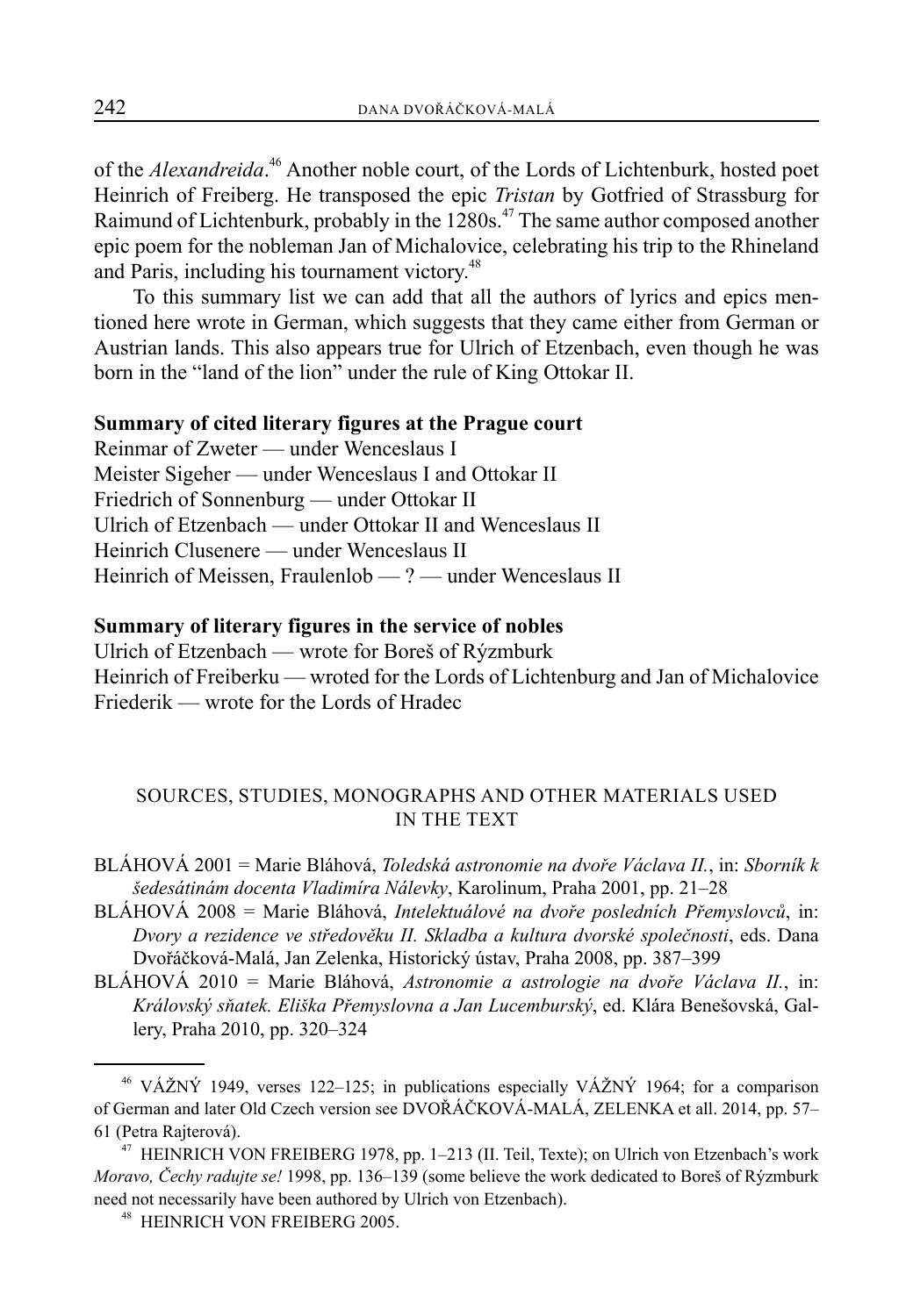of the *Alexandreida*.[46] Another noble court, of the Lords of Lichtenburk, hosted poet Heinrich of Freiberg. He transposed the epic *Tristan* by Gotfried of Strassburg for Raimund of Lichtenburk, probably in the 1280s.[47] The same author composed another epic poem for the nobleman Jan of Michalovice, celebrating his trip to the Rhineland and Paris, including his tournament victory.[48]

To this summary list we can add that all the authors of lyrics and epics mentioned here wrote in German, which suggests that they came either from German or Austrian lands. This also appears true for Ulrich of Etzenbach, even though he was born in the "land of the lion" under the rule of King Ottokar II.

**Summary of cited literary figures at the Prague court**

Reinmar of Zweter — under Wenceslaus I
Meister Sigeher — under Wenceslaus I and Ottokar II
Friedrich of Sonnenburg — under Ottokar II
Ulrich of Etzenbach — under Ottokar II and Wenceslaus II
Heinrich Clusenere — under Wenceslaus II
Heinrich of Meissen, Fraulenlob — ? — under Wenceslaus II

**Summary of literary figures in the service of nobles**

Ulrich of Etzenbach — wrote for Boreš of Rýzmburk
Heinrich of Freiberku — wroted for the Lords of Lichtenburg and Jan of Michalovice
Friederik — wrote for the Lords of Hradec

## SOURCES, STUDIES, MONOGRAPHS AND OTHER MATERIALS USED IN THE TEXT

BLÁHOVÁ 2001 = Marie Bláhová, *Toledská astronomie na dvoře Václava II.*, in: *Sborník k šedesátinám docenta Vladimíra Nálevky*, Karolinum, Praha 2001, pp. 21–28

BLÁHOVÁ 2008 = Marie Bláhová, *Intelektuálové na dvoře posledních Přemyslovců*, in: *Dvory a rezidence ve středověku II. Skladba a kultura dvorské společnosti*, eds. Dana Dvořáčková-Malá, Jan Zelenka, Historický ústav, Praha 2008, pp. 387–399

BLÁHOVÁ 2010 = Marie Bláhová, *Astronomie a astrologie na dvoře Václava II.*, in: *Královský sňatek. Eliška Přemyslovna a Jan Lucemburský*, ed. Klára Benešovská, Gallery, Praha 2010, pp. 320–324

---

[46] VÁŽNÝ 1949, verses 122–125; in publications especially VÁŽNÝ 1964; for a comparison of German and later Old Czech version see DVOŘÁČKOVÁ-MALÁ, ZELENKA et all. 2014, pp. 57–61 (Petra Rajterová).

[47] HEINRICH VON FREIBERG 1978, pp. 1–213 (II. Teil, Texte); on Ulrich von Etzenbach's work *Moravo, Čechy radujte se!* 1998, pp. 136–139 (some believe the work dedicated to Boreš of Rýzmburk need not necessarily have been authored by Ulrich von Etzenbach).

[48] HEINRICH VON FREIBERG 2005.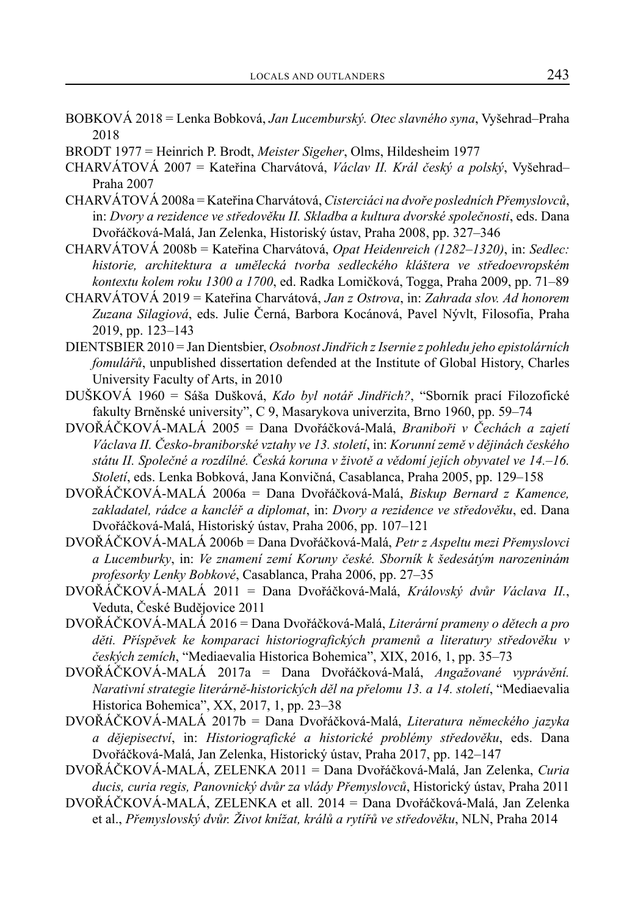BOBKOVÁ 2018 = Lenka Bobková, *Jan Lucemburský. Otec slavného syna*, Vyšehrad–Praha 2018

BRODT 1977 = Heinrich P. Brodt, *Meister Sigeher*, Olms, Hildesheim 1977

CHARVÁTOVÁ 2007 = Kateřina Charvátová, *Václav II. Král český a polský*, Vyšehrad–Praha 2007

CHARVÁTOVÁ 2008a = Kateřina Charvátová, *Cisterciáci na dvoře posledních Přemyslovců*, in: *Dvory a rezidence ve středověku II. Skladba a kultura dvorské společnosti*, eds. Dana Dvořáčková-Malá, Jan Zelenka, Historiský ústav, Praha 2008, pp. 327–346

CHARVÁTOVÁ 2008b = Kateřina Charvátová, *Opat Heidenreich (1282–1320)*, in: *Sedlec: historie, architektura a umělecká tvorba sedleckého kláštera ve středoevropském kontextu kolem roku 1300 a 1700*, ed. Radka Lomičková, Togga, Praha 2009, pp. 71–89

CHARVÁTOVÁ 2019 = Kateřina Charvátová, *Jan z Ostrova*, in: *Zahrada slov. Ad honorem Zuzana Silagiová*, eds. Julie Černá, Barbora Kocánová, Pavel Nývlt, Filosofia, Praha 2019, pp. 123–143

DIENTSBIER 2010 = Jan Dientsbier, *Osobnost Jindřich z Isernie z pohledu jeho epistolárních fomulářů*, unpublished dissertation defended at the Institute of Global History, Charles University Faculty of Arts, in 2010

DUŠKOVÁ 1960 = Sáša Dušková, *Kdo byl notář Jindřich?*, "Sborník prací Filozofické fakulty Brněnské university", C 9, Masarykova univerzita, Brno 1960, pp. 59–74

DVOŘÁČKOVÁ-MALÁ 2005 = Dana Dvořáčková-Malá, *Braniboři v Čechách a zajetí Václava II. Česko-braniborské vztahy ve 13. století*, in: *Korunní země v dějinách českého státu II. Společné a rozdílné. Česká koruna v životě a vědomí jejích obyvatel ve 14.–16. Století*, eds. Lenka Bobková, Jana Konvičná, Casablanca, Praha 2005, pp. 129–158

DVOŘÁČKOVÁ-MALÁ 2006a = Dana Dvořáčková-Malá, *Biskup Bernard z Kamence, zakladatel, rádce a kancléř a diplomat*, in: *Dvory a rezidence ve středověku*, ed. Dana Dvořáčková-Malá, Historiský ústav, Praha 2006, pp. 107–121

DVOŘÁČKOVÁ-MALÁ 2006b = Dana Dvořáčková-Malá, *Petr z Aspeltu mezi Přemyslovci a Lucemburky*, in: *Ve znamení zemí Koruny české. Sborník k šedesátým narozeninám profesorky Lenky Bobkové*, Casablanca, Praha 2006, pp. 27–35

DVOŘÁČKOVÁ-MALÁ 2011 = Dana Dvořáčková-Malá, *Královský dvůr Václava II.*, Veduta, České Budějovice 2011

DVOŘÁČKOVÁ-MALÁ 2016 = Dana Dvořáčková-Malá, *Literární prameny o dětech a pro děti. Příspěvek ke komparaci historiografických pramenů a literatury středověku v českých zemích*, "Mediaevalia Historica Bohemica", XIX, 2016, 1, pp. 35–73

DVOŘÁČKOVÁ-MALÁ 2017a = Dana Dvořáčková-Malá, *Angažované vyprávění. Narativní strategie literárně-historických děl na přelomu 13. a 14. století*, "Mediaevalia Historica Bohemica", XX, 2017, 1, pp. 23–38

DVOŘÁČKOVÁ-MALÁ 2017b = Dana Dvořáčková-Malá, *Literatura německého jazyka a dějepisectví*, in: *Historiografické a historické problémy středověku*, eds. Dana Dvořáčková-Malá, Jan Zelenka, Historický ústav, Praha 2017, pp. 142–147

DVOŘÁČKOVÁ-MALÁ, ZELENKA 2011 = Dana Dvořáčková-Malá, Jan Zelenka, *Curia ducis, curia regis, Panovnický dvůr za vlády Přemyslovců*, Historický ústav, Praha 2011

DVOŘÁČKOVÁ-MALÁ, ZELENKA et all. 2014 = Dana Dvořáčková-Malá, Jan Zelenka et al., *Přemyslovský dvůr. Život knížat, králů a rytířů ve středověku*, NLN, Praha 2014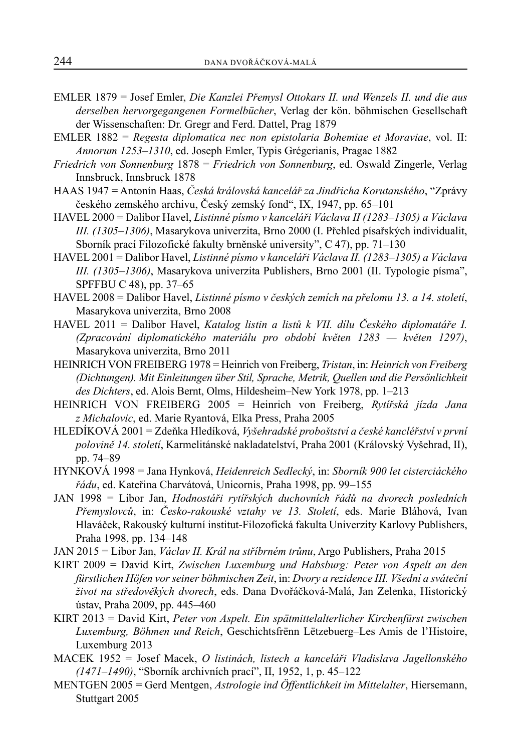EMLER 1879 = Josef Emler, *Die Kanzlei Přemysl Ottokars II. und Wenzels II. und die aus derselben hervorgegangenen Formelbücher*, Verlag der kön. böhmischen Gesellschaft der Wissenschaften: Dr. Gregr and Ferd. Dattel, Prag 1879

EMLER 1882 = *Regesta diplomatica nec non epistolaria Bohemiae et Moraviae*, vol. II: *Annorum 1253–1310*, ed. Joseph Emler, Typis Grégerianis, Pragae 1882

*Friedrich von Sonnenburg* 1878 = *Friedrich von Sonnenburg*, ed. Oswald Zingerle, Verlag Innsbruck, Innsbruck 1878

HAAS 1947 = Antonín Haas, *Česká královská kancelář za Jindřicha Korutanského*, "Zprávy českého zemského archivu, Český zemský fond", IX, 1947, pp. 65–101

HAVEL 2000 = Dalibor Havel, *Listinné písmo v kanceláři Václava II (1283–1305) a Václava III. (1305–1306)*, Masarykova univerzita, Brno 2000 (I. Přehled písařských individualit, Sborník prací Filozofické fakulty brněnské university", C 47), pp. 71–130

HAVEL 2001 = Dalibor Havel, *Listinné písmo v kanceláři Václava II. (1283–1305) a Václava III. (1305–1306)*, Masarykova univerzita Publishers, Brno 2001 (II. Typologie písma", SPFFBU C 48), pp. 37–65

HAVEL 2008 = Dalibor Havel, *Listinné písmo v českých zemích na přelomu 13. a 14. století*, Masarykova univerzita, Brno 2008

HAVEL 2011 = Dalibor Havel, *Katalog listin a listů k VII. dílu Českého diplomatáře I. (Zpracování diplomatického materiálu pro období květen 1283 — květen 1297)*, Masarykova univerzita, Brno 2011

HEINRICH VON FREIBERG 1978 = Heinrich von Freiberg, *Tristan*, in: *Heinrich von Freiberg (Dichtungen). Mit Einleitungen über Stil, Sprache, Metrik, Quellen und die Persönlichkeit des Dichters*, ed. Alois Bernt, Olms, Hildesheim–New York 1978, pp. 1–213

HEINRICH VON FREIBERG 2005 = Heinrich von Freiberg, *Rytířská jízda Jana z Michalovic*, ed. Marie Ryantová, Elka Press, Praha 2005

HLEDÍKOVÁ 2001 = Zdeňka Hledíková, *Vyšehradské proboštství a české kancléřství v první polovině 14. století*, Karmelitánské nakladatelství, Praha 2001 (Královský Vyšehrad, II), pp. 74–89

HYNKOVÁ 1998 = Jana Hynková, *Heidenreich Sedlecký*, in: *Sborník 900 let cisterciáckého řádu*, ed. Kateřina Charvátová, Unicornis, Praha 1998, pp. 99–155

JAN 1998 = Libor Jan, *Hodnostáři rytířských duchovních řádů na dvorech posledních Přemyslovců*, in: *Česko-rakouské vztahy ve 13. Století*, eds. Marie Bláhová, Ivan Hlaváček, Rakouský kulturní institut-Filozofická fakulta Univerzity Karlovy Publishers, Praha 1998, pp. 134–148

JAN 2015 = Libor Jan, *Václav II. Král na stříbrném trůnu*, Argo Publishers, Praha 2015

KIRT 2009 = David Kirt, *Zwischen Luxemburg und Habsburg: Peter von Aspelt an den fürstlichen Höfen vor seiner böhmischen Zeit*, in: *Dvory a rezidence III. Všední a sváteční život na středověkých dvorech*, eds. Dana Dvořáčková-Malá, Jan Zelenka, Historický ústav, Praha 2009, pp. 445–460

KIRT 2013 = David Kirt, *Peter von Aspelt. Ein spätmittelalterlicher Kirchenfürst zwischen Luxemburg, Böhmen und Reich*, Geschichtsfrënn Lëtzebuerg–Les Amis de l'Histoire, Luxemburg 2013

MACEK 1952 = Josef Macek, *O listinách, listech a kanceláři Vladislava Jagellonského (1471–1490)*, "Sborník archivních prací", II, 1952, 1, p. 45–122

MENTGEN 2005 = Gerd Mentgen, *Astrologie ind Öffentlichkeit im Mittelalter*, Hiersemann, Stuttgart 2005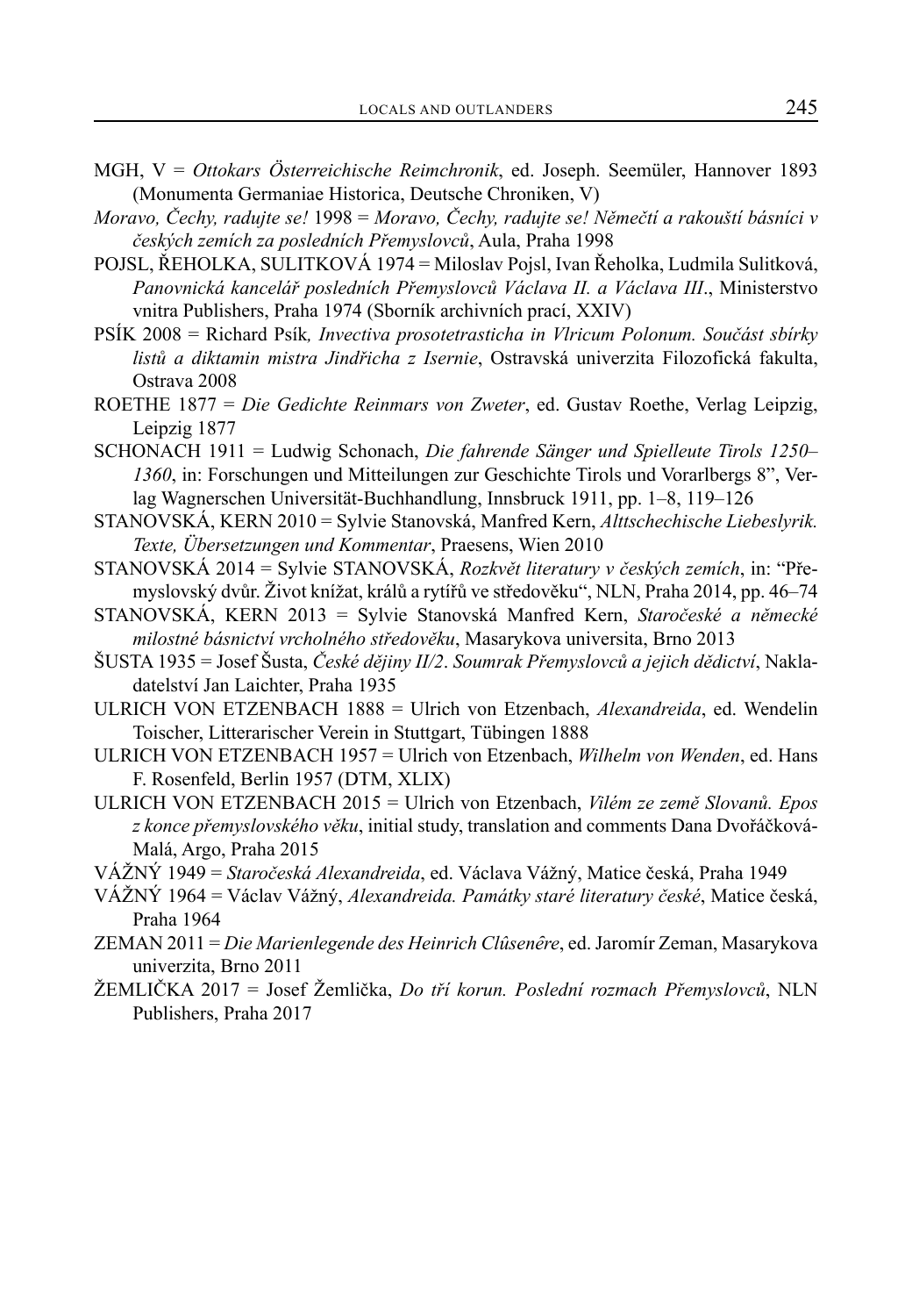MGH, V = *Ottokars Österreichische Reimchronik*, ed. Joseph. Seemüler, Hannover 1893 (Monumenta Germaniae Historica, Deutsche Chroniken, V)

*Moravo, Čechy, radujte se!* 1998 = *Moravo, Čechy, radujte se! Němečtí a rakouští básníci v českých zemích za posledních Přemyslovců*, Aula, Praha 1998

POJSL, ŘEHOLKA, SULITKOVÁ 1974 = Miloslav Pojsl, Ivan Řeholka, Ludmila Sulitková, *Panovnická kancelář posledních Přemyslovců Václava II. a Václava III*., Ministerstvo vnitra Publishers, Praha 1974 (Sborník archivních prací, XXIV)

PSÍK 2008 = Richard Psík*, Invectiva prosotetrasticha in Vlricum Polonum. Součást sbírky listů a diktamin mistra Jindřicha z Isernie*, Ostravská univerzita Filozofická fakulta, Ostrava 2008

ROETHE 1877 = *Die Gedichte Reinmars von Zweter*, ed. Gustav Roethe, Verlag Leipzig, Leipzig 1877

SCHONACH 1911 = Ludwig Schonach, *Die fahrende Sänger und Spielleute Tirols 1250–1360*, in: Forschungen und Mitteilungen zur Geschichte Tirols und Vorarlbergs 8", Verlag Wagnerschen Universität-Buchhandlung, Innsbruck 1911, pp. 1–8, 119–126

STANOVSKÁ, KERN 2010 = Sylvie Stanovská, Manfred Kern, *Alttschechische Liebeslyrik. Texte, Übersetzungen und Kommentar*, Praesens, Wien 2010

STANOVSKÁ 2014 = Sylvie STANOVSKÁ, *Rozkvět literatury v českých zemích*, in: "Přemyslovský dvůr. Život knížat, králů a rytířů ve středověku", NLN, Praha 2014, pp. 46–74

STANOVSKÁ, KERN 2013 = Sylvie Stanovská Manfred Kern, *Staročeské a německé milostné básnictví vrcholného středověku*, Masarykova universita, Brno 2013

ŠUSTA 1935 = Josef Šusta, *České dějiny II/2*. *Soumrak Přemyslovců a jejich dědictví*, Nakladatelství Jan Laichter, Praha 1935

ULRICH VON ETZENBACH 1888 = Ulrich von Etzenbach, *Alexandreida*, ed. Wendelin Toischer, Litterarischer Verein in Stuttgart, Tübingen 1888

ULRICH VON ETZENBACH 1957 = Ulrich von Etzenbach, *Wilhelm von Wenden*, ed. Hans F. Rosenfeld, Berlin 1957 (DTM, XLIX)

ULRICH VON ETZENBACH 2015 = Ulrich von Etzenbach, *Vilém ze země Slovanů. Epos z konce přemyslovského věku*, initial study, translation and comments Dana Dvořáčková-Malá, Argo, Praha 2015

VÁŽNÝ 1949 = *Staročeská Alexandreida*, ed. Václava Vážný, Matice česká, Praha 1949

VÁŽNÝ 1964 = Václav Vážný, *Alexandreida. Památky staré literatury české*, Matice česká, Praha 1964

ZEMAN 2011 = *Die Marienlegende des Heinrich Clûsenêre*, ed. Jaromír Zeman, Masarykova univerzita, Brno 2011

ŽEMLIČKA 2017 = Josef Žemlička, *Do tří korun. Poslední rozmach Přemyslovců*, NLN Publishers, Praha 2017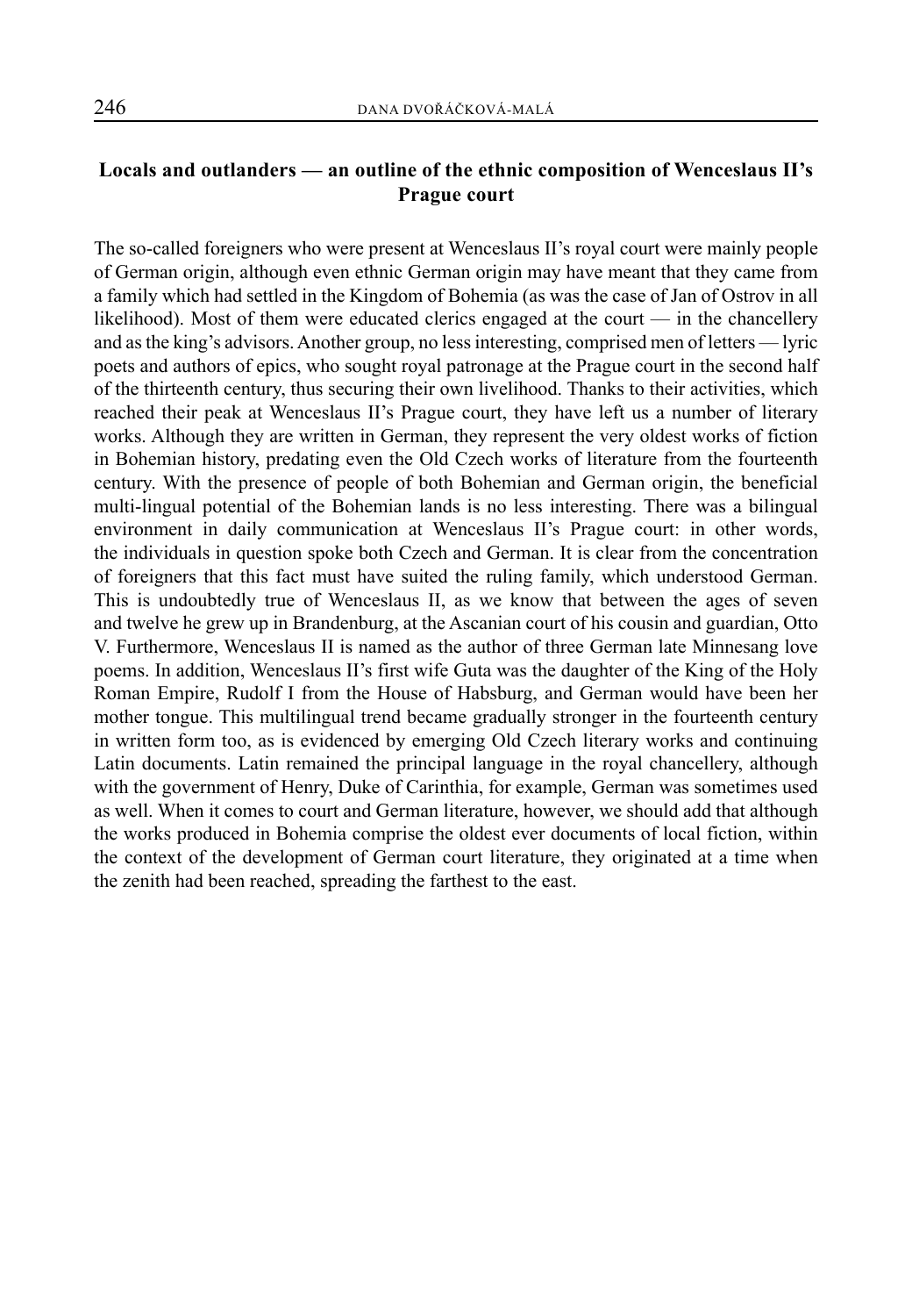## Locals and outlanders — an outline of the ethnic composition of Wenceslaus II's Prague court

The so-called foreigners who were present at Wenceslaus II's royal court were mainly people of German origin, although even ethnic German origin may have meant that they came from a family which had settled in the Kingdom of Bohemia (as was the case of Jan of Ostrov in all likelihood). Most of them were educated clerics engaged at the court — in the chancellery and as the king's advisors. Another group, no less interesting, comprised men of letters — lyric poets and authors of epics, who sought royal patronage at the Prague court in the second half of the thirteenth century, thus securing their own livelihood. Thanks to their activities, which reached their peak at Wenceslaus II's Prague court, they have left us a number of literary works. Although they are written in German, they represent the very oldest works of fiction in Bohemian history, predating even the Old Czech works of literature from the fourteenth century. With the presence of people of both Bohemian and German origin, the beneficial multi-lingual potential of the Bohemian lands is no less interesting. There was a bilingual environment in daily communication at Wenceslaus II's Prague court: in other words, the individuals in question spoke both Czech and German. It is clear from the concentration of foreigners that this fact must have suited the ruling family, which understood German. This is undoubtedly true of Wenceslaus II, as we know that between the ages of seven and twelve he grew up in Brandenburg, at the Ascanian court of his cousin and guardian, Otto V. Furthermore, Wenceslaus II is named as the author of three German late Minnesang love poems. In addition, Wenceslaus II's first wife Guta was the daughter of the King of the Holy Roman Empire, Rudolf I from the House of Habsburg, and German would have been her mother tongue. This multilingual trend became gradually stronger in the fourteenth century in written form too, as is evidenced by emerging Old Czech literary works and continuing Latin documents. Latin remained the principal language in the royal chancellery, although with the government of Henry, Duke of Carinthia, for example, German was sometimes used as well. When it comes to court and German literature, however, we should add that although the works produced in Bohemia comprise the oldest ever documents of local fiction, within the context of the development of German court literature, they originated at a time when the zenith had been reached, spreading the farthest to the east.